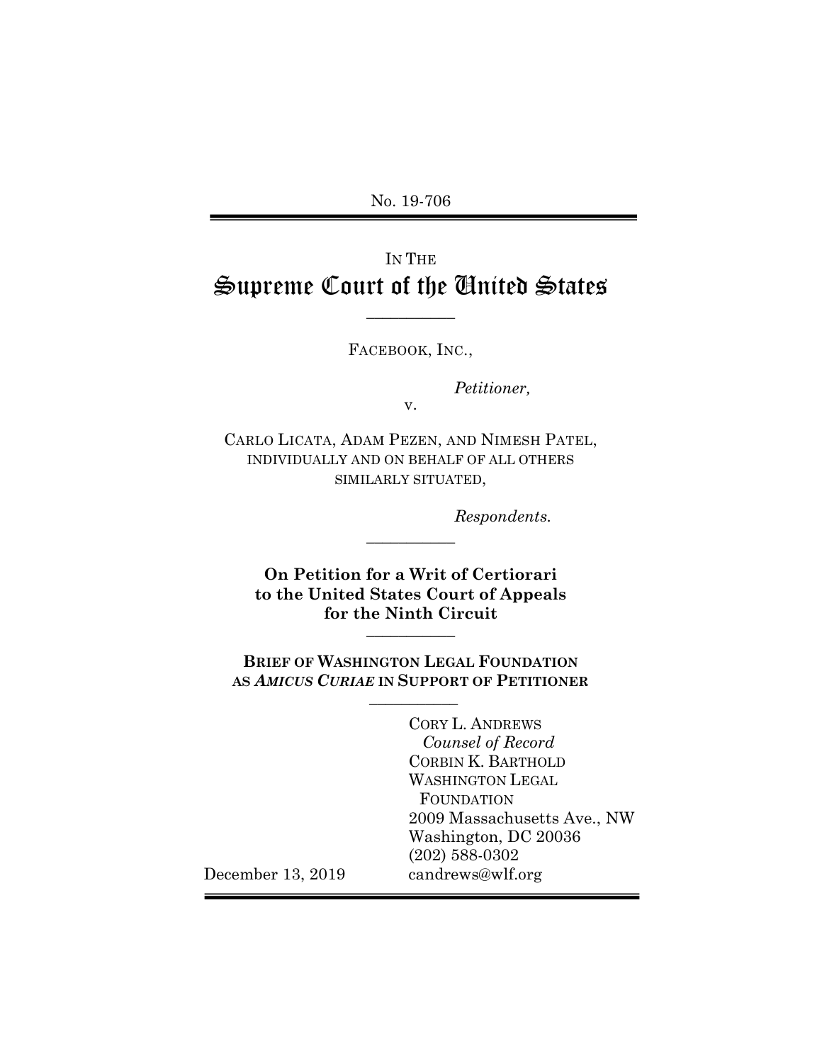No. 19-706

IN THE

# Supreme Court of the United States

---

FACEBOOK, INC.,

*Petitioner,*

v.

CARLO LICATA, ADAM PEZEN, AND NIMESH PATEL, INDIVIDUALLY AND ON BEHALF OF ALL OTHERS SIMILARLY SITUATED,

*Respondents.*

---

**On Petition for a Writ of Certiorari to the United States Court of Appeals for the Ninth Circuit**

---

**BRIEF OF WASHINGTON LEGAL FOUNDATION AS *AMICUS CURIAE* IN SUPPORT OF PETITIONER**

---

CORY L. ANDREWS
*Counsel of Record*
CORBIN K. BARTHOLD
WASHINGTON LEGAL FOUNDATION
2009 Massachusetts Ave., NW
Washington, DC 20036
(202) 588-0302
candrews@wlf.org

December 13, 2019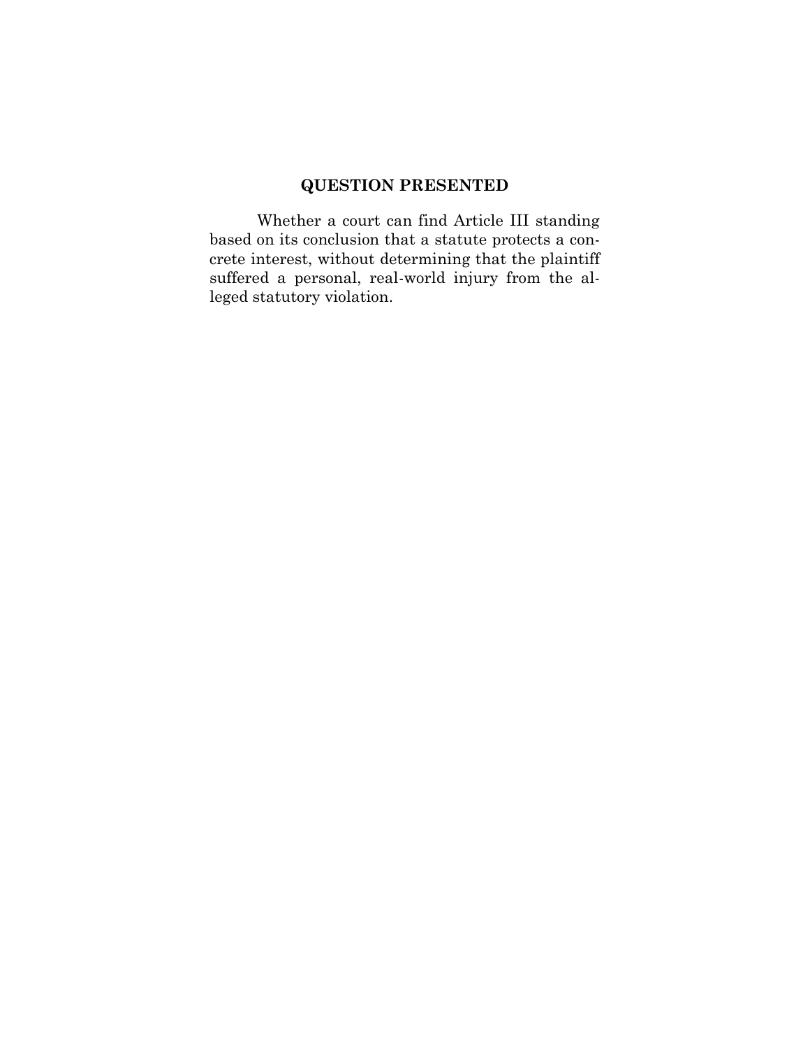## QUESTION PRESENTED

Whether a court can find Article III standing based on its conclusion that a statute protects a concrete interest, without determining that the plaintiff suffered a personal, real-world injury from the alleged statutory violation.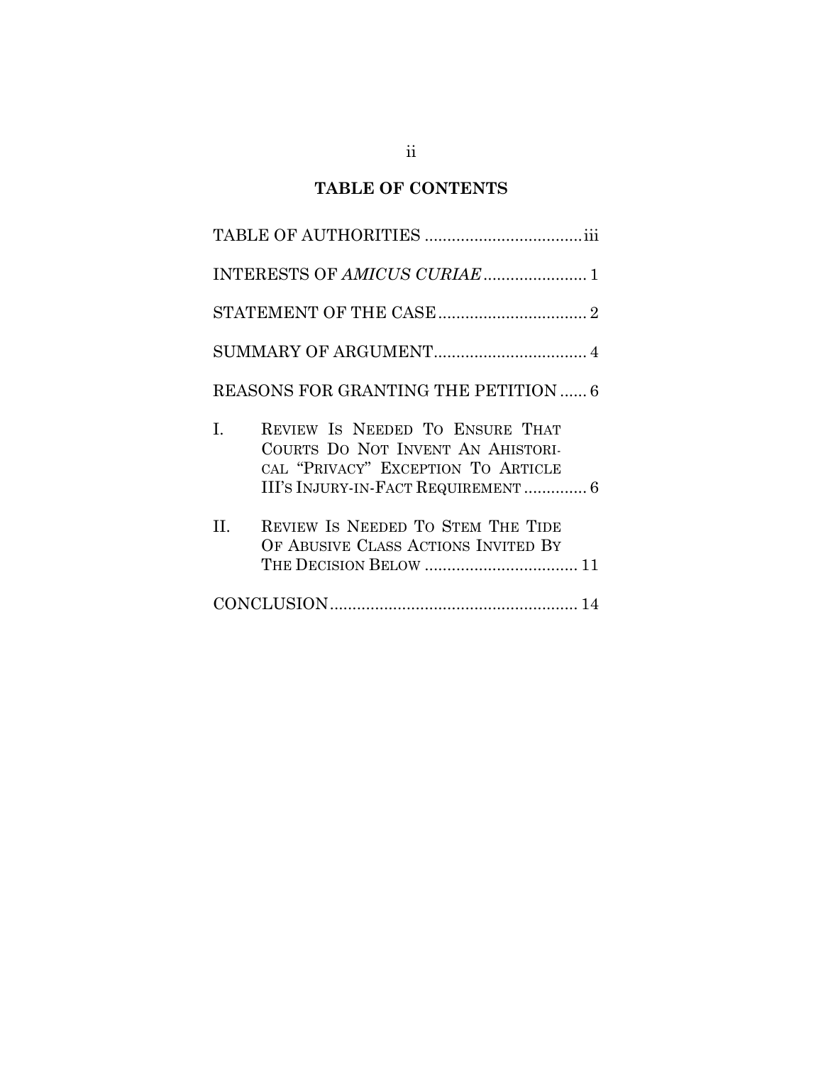## TABLE OF CONTENTS

TABLE OF AUTHORITIES ................................... iii

INTERESTS OF *AMICUS CURIAE* ....................... 1

STATEMENT OF THE CASE ................................. 2

SUMMARY OF ARGUMENT .................................. 4

REASONS FOR GRANTING THE PETITION ...... 6

I. REVIEW IS NEEDED TO ENSURE THAT COURTS DO NOT INVENT AN AHISTORICAL "PRIVACY" EXCEPTION TO ARTICLE III'S INJURY-IN-FACT REQUIREMENT .............. 6

II. REVIEW IS NEEDED TO STEM THE TIDE OF ABUSIVE CLASS ACTIONS INVITED BY THE DECISION BELOW .................................. 11

CONCLUSION ....................................................... 14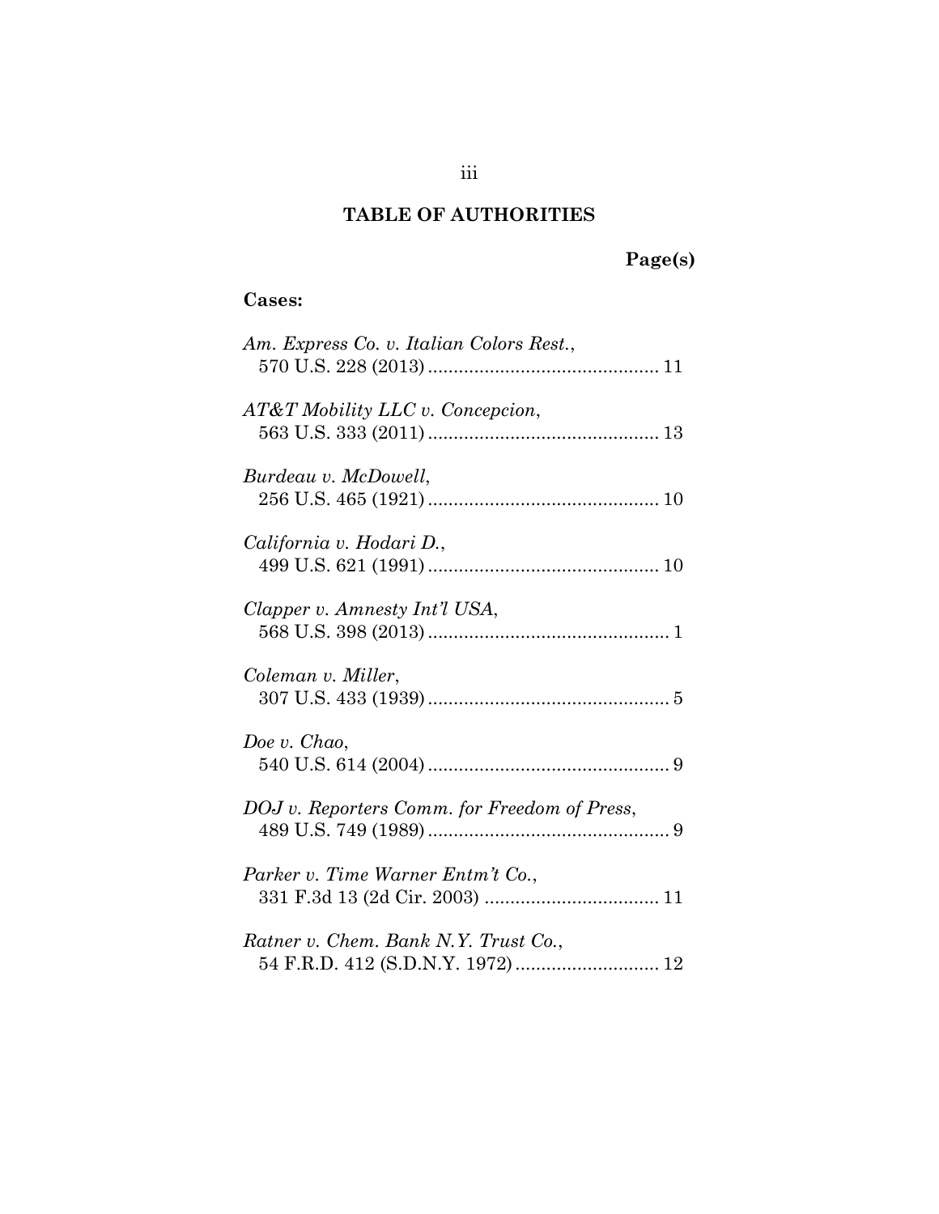## TABLE OF AUTHORITIES

**Page(s)**

**Cases:**

*Am. Express Co. v. Italian Colors Rest.*,
570 U.S. 228 (2013) ............................................ 11

*AT&T Mobility LLC v. Concepcion*,
563 U.S. 333 (2011) ............................................ 13

*Burdeau v. McDowell*,
256 U.S. 465 (1921) ............................................ 10

*California v. Hodari D.*,
499 U.S. 621 (1991) ............................................ 10

*Clapper v. Amnesty Int'l USA*,
568 U.S. 398 (2013) .............................................. 1

*Coleman v. Miller*,
307 U.S. 433 (1939) .............................................. 5

*Doe v. Chao*,
540 U.S. 614 (2004) .............................................. 9

*DOJ v. Reporters Comm. for Freedom of Press*,
489 U.S. 749 (1989) .............................................. 9

*Parker v. Time Warner Entm't Co.*,
331 F.3d 13 (2d Cir. 2003) .................................. 11

*Ratner v. Chem. Bank N.Y. Trust Co.*,
54 F.R.D. 412 (S.D.N.Y. 1972) ........................... 12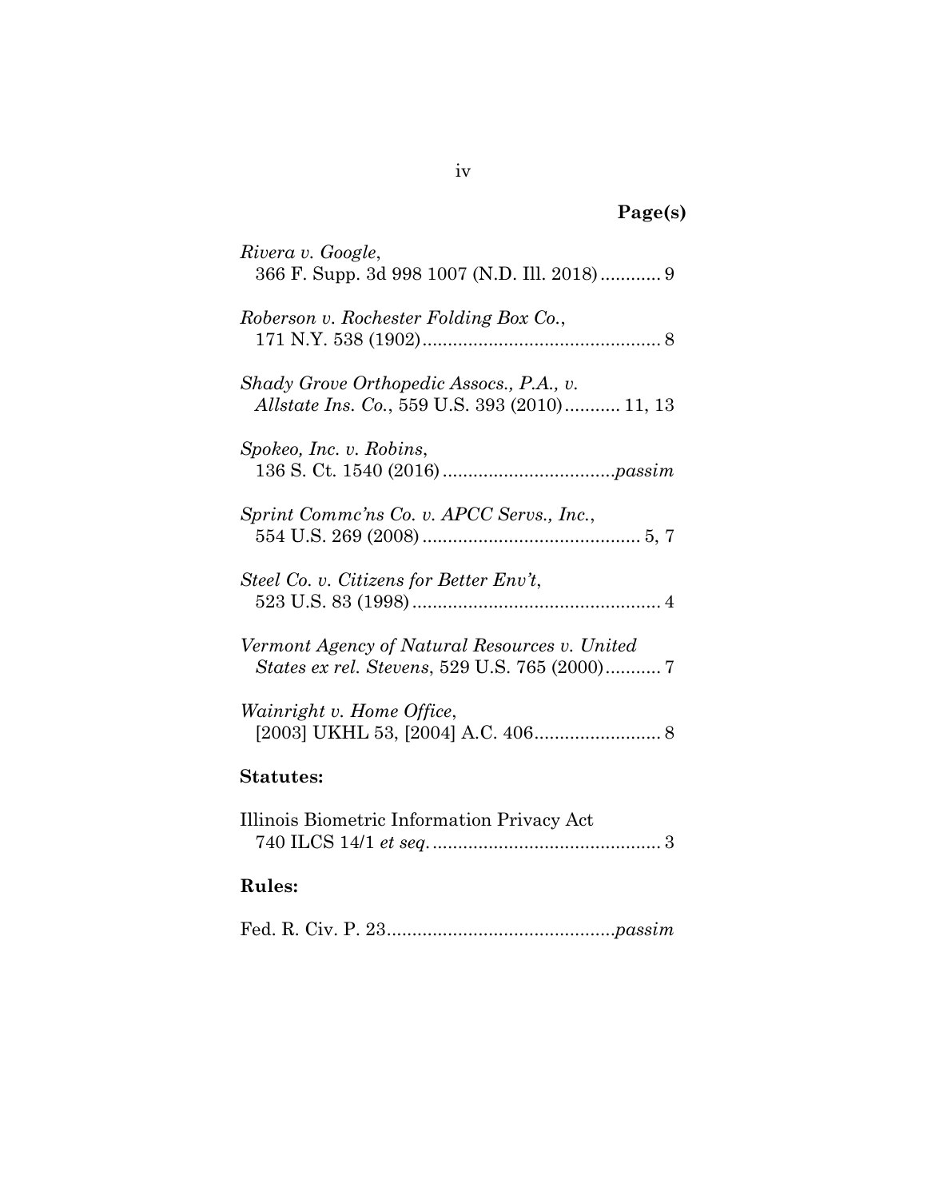**Page(s)**

*Rivera v. Google*,
366 F. Supp. 3d 998 1007 (N.D. Ill. 2018)............ 9

*Roberson v. Rochester Folding Box Co.*,
171 N.Y. 538 (1902)............................................... 8

*Shady Grove Orthopedic Assocs., P.A., v. Allstate Ins. Co.*, 559 U.S. 393 (2010)........... 11, 13

*Spokeo, Inc. v. Robins*,
136 S. Ct. 1540 (2016)..................................*passim*

*Sprint Commc'ns Co. v. APCC Servs., Inc.*,
554 U.S. 269 (2008)........................................... 5, 7

*Steel Co. v. Citizens for Better Env't*,
523 U.S. 83 (1998)................................................. 4

*Vermont Agency of Natural Resources v. United States ex rel. Stevens*, 529 U.S. 765 (2000)........... 7

*Wainright v. Home Office*,
[2003] UKHL 53, [2004] A.C. 406......................... 8

**Statutes:**

Illinois Biometric Information Privacy Act
740 ILCS 14/1 *et seq.*............................................. 3

**Rules:**

Fed. R. Civ. P. 23............................................*passim*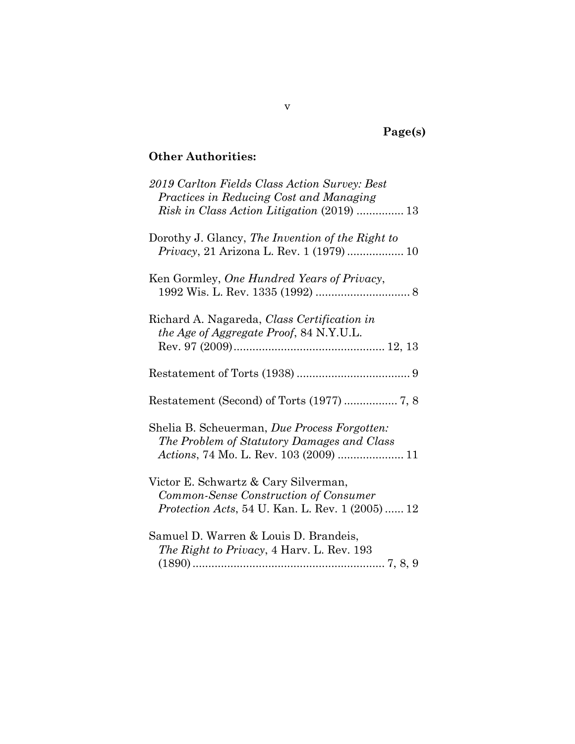**Page(s)**

**Other Authorities:**

*2019 Carlton Fields Class Action Survey: Best Practices in Reducing Cost and Managing Risk in Class Action Litigation* (2019) ............... 13

Dorothy J. Glancy, *The Invention of the Right to Privacy*, 21 Arizona L. Rev. 1 (1979) .................. 10

Ken Gormley, *One Hundred Years of Privacy*, 1992 Wis. L. Rev. 1335 (1992) .............................. 8

Richard A. Nagareda, *Class Certification in the Age of Aggregate Proof*, 84 N.Y.U.L. Rev. 97 (2009)................................................ 12, 13

Restatement of Torts (1938) .................................... 9

Restatement (Second) of Torts (1977) ................. 7, 8

Shelia B. Scheuerman, *Due Process Forgotten: The Problem of Statutory Damages and Class Actions*, 74 Mo. L. Rev. 103 (2009) ..................... 11

Victor E. Schwartz & Cary Silverman, *Common-Sense Construction of Consumer Protection Acts*, 54 U. Kan. L. Rev. 1 (2005) ...... 12

Samuel D. Warren & Louis D. Brandeis, *The Right to Privacy*, 4 Harv. L. Rev. 193 (1890) ............................................................. 7, 8, 9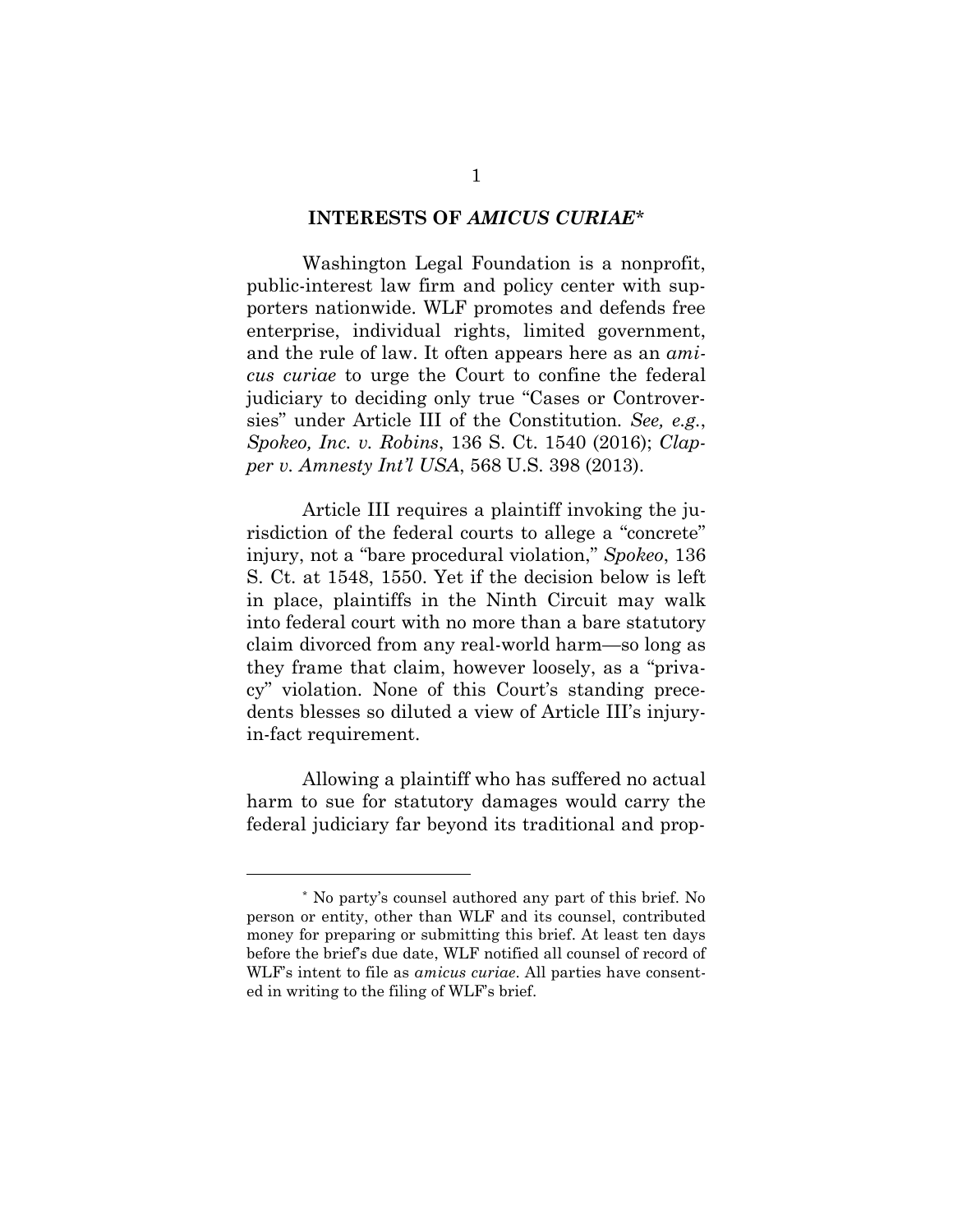## INTERESTS OF *AMICUS CURIAE*[*]

Washington Legal Foundation is a nonprofit, public-interest law firm and policy center with supporters nationwide. WLF promotes and defends free enterprise, individual rights, limited government, and the rule of law. It often appears here as an *amicus curiae* to urge the Court to confine the federal judiciary to deciding only true "Cases or Controversies" under Article III of the Constitution. *See, e.g.*, *Spokeo, Inc. v. Robins*, 136 S. Ct. 1540 (2016); *Clapper v. Amnesty Int'l USA*, 568 U.S. 398 (2013).

Article III requires a plaintiff invoking the jurisdiction of the federal courts to allege a "concrete" injury, not a "bare procedural violation," *Spokeo*, 136 S. Ct. at 1548, 1550. Yet if the decision below is left in place, plaintiffs in the Ninth Circuit may walk into federal court with no more than a bare statutory claim divorced from any real-world harm—so long as they frame that claim, however loosely, as a "privacy" violation. None of this Court's standing precedents blesses so diluted a view of Article III's injury-in-fact requirement.

Allowing a plaintiff who has suffered no actual harm to sue for statutory damages would carry the federal judiciary far beyond its traditional and prop-

---

[*] No party's counsel authored any part of this brief. No person or entity, other than WLF and its counsel, contributed money for preparing or submitting this brief. At least ten days before the brief's due date, WLF notified all counsel of record of WLF's intent to file as *amicus curiae*. All parties have consented in writing to the filing of WLF's brief.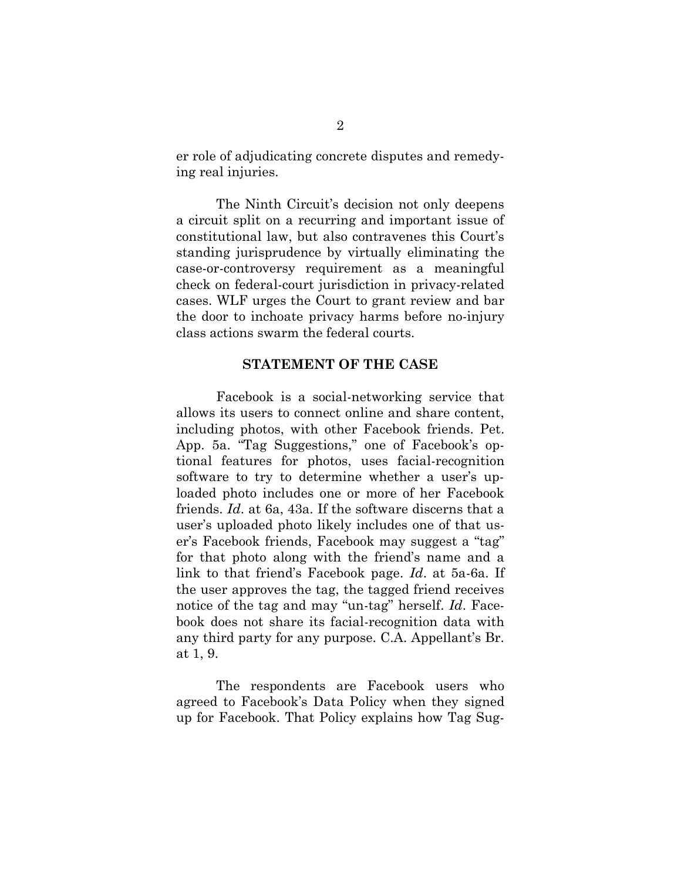er role of adjudicating concrete disputes and remedying real injuries.

The Ninth Circuit's decision not only deepens a circuit split on a recurring and important issue of constitutional law, but also contravenes this Court's standing jurisprudence by virtually eliminating the case-or-controversy requirement as a meaningful check on federal-court jurisdiction in privacy-related cases. WLF urges the Court to grant review and bar the door to inchoate privacy harms before no-injury class actions swarm the federal courts.

## STATEMENT OF THE CASE

Facebook is a social-networking service that allows its users to connect online and share content, including photos, with other Facebook friends. Pet. App. 5a. "Tag Suggestions," one of Facebook's optional features for photos, uses facial-recognition software to try to determine whether a user's uploaded photo includes one or more of her Facebook friends. *Id*. at 6a, 43a. If the software discerns that a user's uploaded photo likely includes one of that user's Facebook friends, Facebook may suggest a "tag" for that photo along with the friend's name and a link to that friend's Facebook page. *Id*. at 5a-6a. If the user approves the tag, the tagged friend receives notice of the tag and may "un-tag" herself. *Id*. Facebook does not share its facial-recognition data with any third party for any purpose. C.A. Appellant's Br. at 1, 9.

The respondents are Facebook users who agreed to Facebook's Data Policy when they signed up for Facebook. That Policy explains how Tag Sug-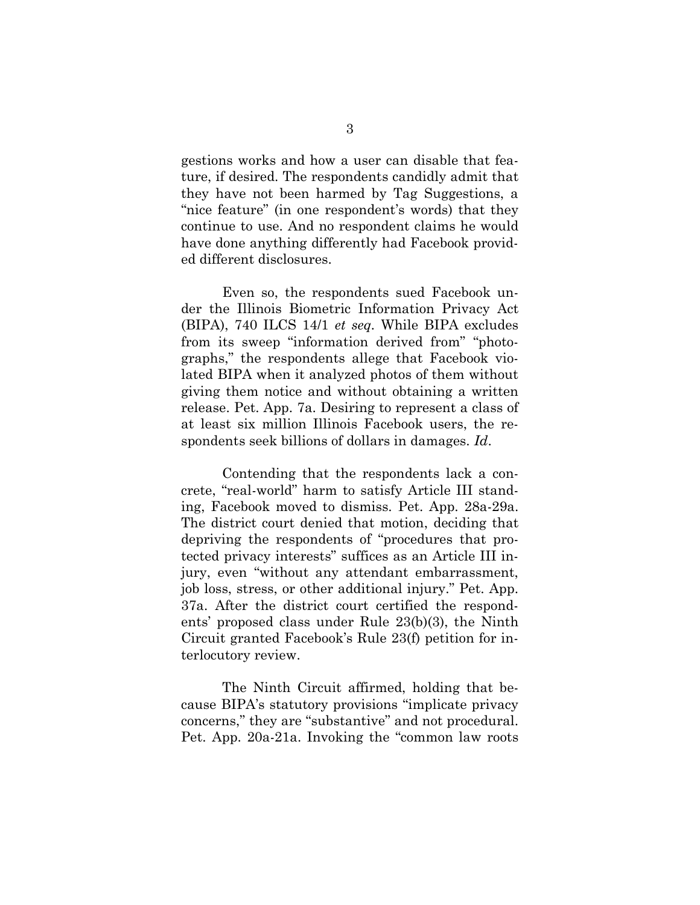gestions works and how a user can disable that feature, if desired. The respondents candidly admit that they have not been harmed by Tag Suggestions, a "nice feature" (in one respondent's words) that they continue to use. And no respondent claims he would have done anything differently had Facebook provided different disclosures.

Even so, the respondents sued Facebook under the Illinois Biometric Information Privacy Act (BIPA), 740 ILCS 14/1 *et seq.* While BIPA excludes from its sweep "information derived from" "photographs," the respondents allege that Facebook violated BIPA when it analyzed photos of them without giving them notice and without obtaining a written release. Pet. App. 7a. Desiring to represent a class of at least six million Illinois Facebook users, the respondents seek billions of dollars in damages. *Id*.

Contending that the respondents lack a concrete, "real-world" harm to satisfy Article III standing, Facebook moved to dismiss. Pet. App. 28a-29a. The district court denied that motion, deciding that depriving the respondents of "procedures that protected privacy interests" suffices as an Article III injury, even "without any attendant embarrassment, job loss, stress, or other additional injury." Pet. App. 37a. After the district court certified the respondents' proposed class under Rule 23(b)(3), the Ninth Circuit granted Facebook's Rule 23(f) petition for interlocutory review.

The Ninth Circuit affirmed, holding that because BIPA's statutory provisions "implicate privacy concerns," they are "substantive" and not procedural. Pet. App. 20a-21a. Invoking the "common law roots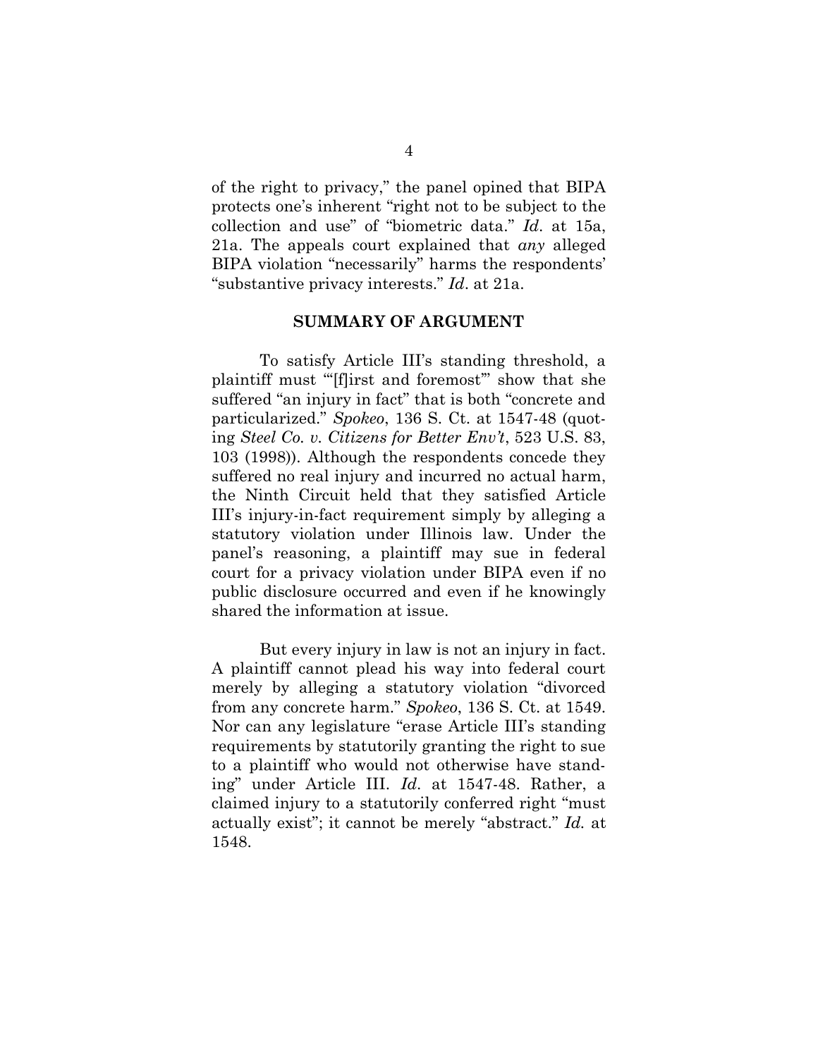of the right to privacy," the panel opined that BIPA protects one's inherent "right not to be subject to the collection and use" of "biometric data." *Id*. at 15a, 21a. The appeals court explained that *any* alleged BIPA violation "necessarily" harms the respondents' "substantive privacy interests." *Id*. at 21a.

## SUMMARY OF ARGUMENT

To satisfy Article III's standing threshold, a plaintiff must "'[f]irst and foremost'" show that she suffered "an injury in fact" that is both "concrete and particularized." *Spokeo*, 136 S. Ct. at 1547-48 (quoting *Steel Co. v. Citizens for Better Env't*, 523 U.S. 83, 103 (1998)). Although the respondents concede they suffered no real injury and incurred no actual harm, the Ninth Circuit held that they satisfied Article III's injury-in-fact requirement simply by alleging a statutory violation under Illinois law. Under the panel's reasoning, a plaintiff may sue in federal court for a privacy violation under BIPA even if no public disclosure occurred and even if he knowingly shared the information at issue.

But every injury in law is not an injury in fact. A plaintiff cannot plead his way into federal court merely by alleging a statutory violation "divorced from any concrete harm." *Spokeo*, 136 S. Ct. at 1549. Nor can any legislature "erase Article III's standing requirements by statutorily granting the right to sue to a plaintiff who would not otherwise have standing" under Article III. *Id*. at 1547-48. Rather, a claimed injury to a statutorily conferred right "must actually exist"; it cannot be merely "abstract." *Id.* at 1548.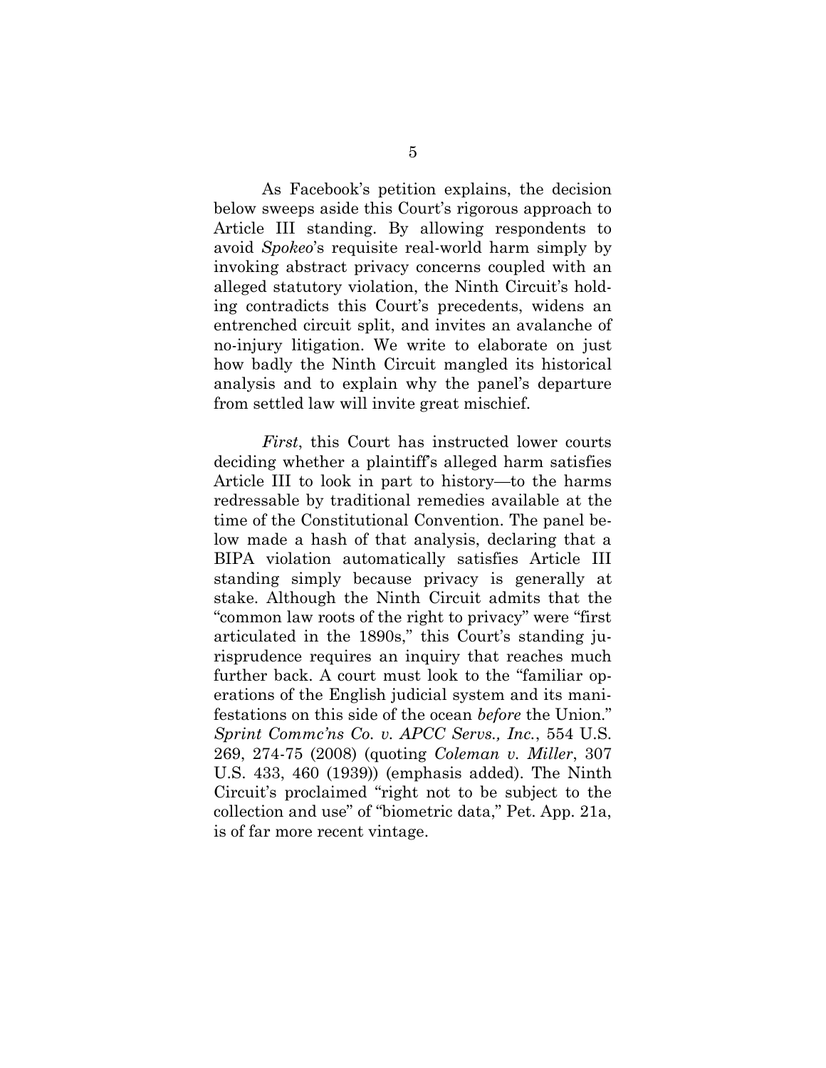As Facebook's petition explains, the decision below sweeps aside this Court's rigorous approach to Article III standing. By allowing respondents to avoid *Spokeo*'s requisite real-world harm simply by invoking abstract privacy concerns coupled with an alleged statutory violation, the Ninth Circuit's holding contradicts this Court's precedents, widens an entrenched circuit split, and invites an avalanche of no-injury litigation. We write to elaborate on just how badly the Ninth Circuit mangled its historical analysis and to explain why the panel's departure from settled law will invite great mischief.

*First*, this Court has instructed lower courts deciding whether a plaintiff's alleged harm satisfies Article III to look in part to history—to the harms redressable by traditional remedies available at the time of the Constitutional Convention. The panel below made a hash of that analysis, declaring that a BIPA violation automatically satisfies Article III standing simply because privacy is generally at stake. Although the Ninth Circuit admits that the "common law roots of the right to privacy" were "first articulated in the 1890s," this Court's standing jurisprudence requires an inquiry that reaches much further back. A court must look to the "familiar operations of the English judicial system and its manifestations on this side of the ocean *before* the Union." *Sprint Commc'ns Co. v. APCC Servs., Inc.*, 554 U.S. 269, 274-75 (2008) (quoting *Coleman v. Miller*, 307 U.S. 433, 460 (1939)) (emphasis added). The Ninth Circuit's proclaimed "right not to be subject to the collection and use" of "biometric data," Pet. App. 21a, is of far more recent vintage.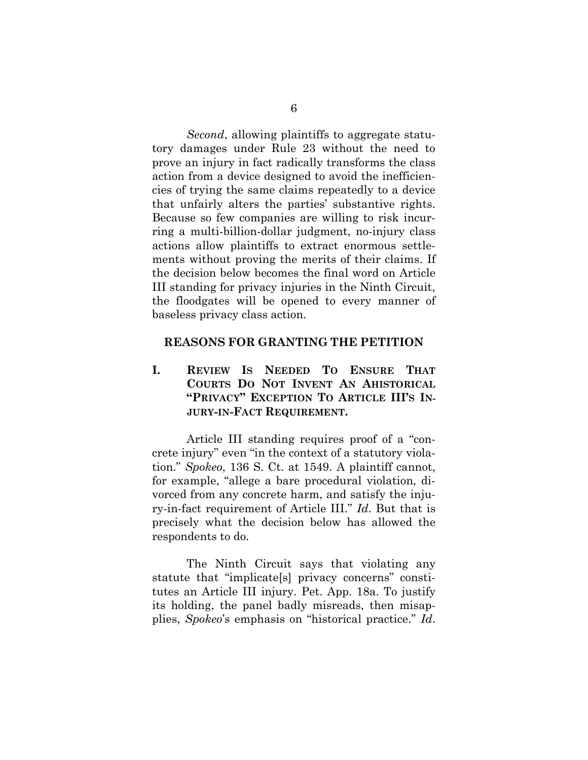*Second*, allowing plaintiffs to aggregate statutory damages under Rule 23 without the need to prove an injury in fact radically transforms the class action from a device designed to avoid the inefficiencies of trying the same claims repeatedly to a device that unfairly alters the parties' substantive rights. Because so few companies are willing to risk incurring a multi-billion-dollar judgment, no-injury class actions allow plaintiffs to extract enormous settlements without proving the merits of their claims. If the decision below becomes the final word on Article III standing for privacy injuries in the Ninth Circuit, the floodgates will be opened to every manner of baseless privacy class action.

## REASONS FOR GRANTING THE PETITION

### I. REVIEW IS NEEDED TO ENSURE THAT COURTS DO NOT INVENT AN AHISTORICAL "PRIVACY" EXCEPTION TO ARTICLE III'S INJURY-IN-FACT REQUIREMENT.

Article III standing requires proof of a "concrete injury" even "in the context of a statutory violation." *Spokeo*, 136 S. Ct. at 1549. A plaintiff cannot, for example, "allege a bare procedural violation, divorced from any concrete harm, and satisfy the injury-in-fact requirement of Article III." *Id*. But that is precisely what the decision below has allowed the respondents to do.

The Ninth Circuit says that violating any statute that "implicate[s] privacy concerns" constitutes an Article III injury. Pet. App. 18a. To justify its holding, the panel badly misreads, then misapplies, *Spokeo*'s emphasis on "historical practice." *Id*.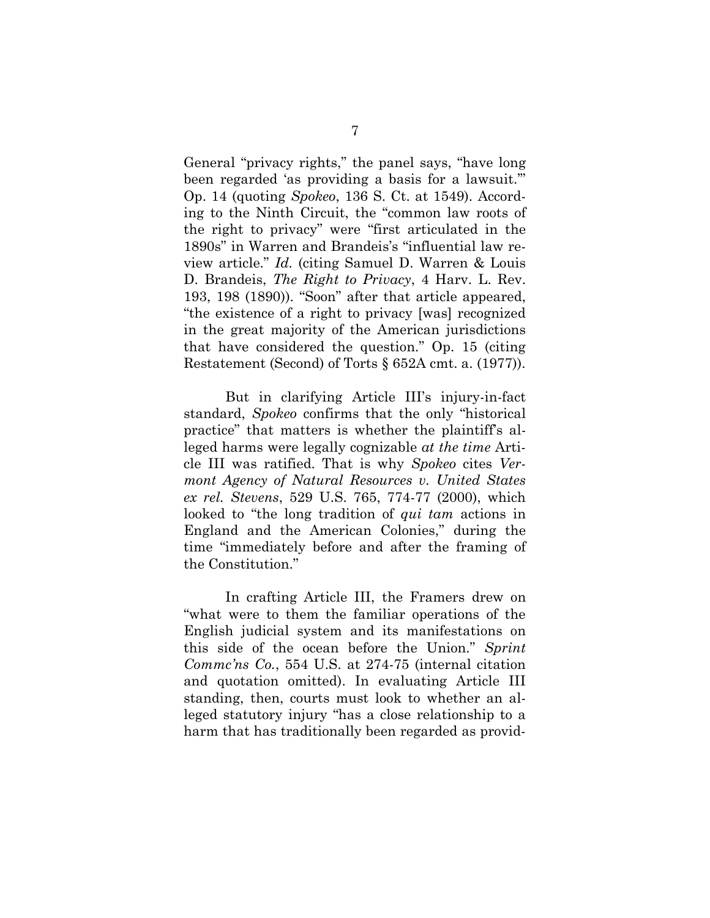General "privacy rights," the panel says, "have long been regarded 'as providing a basis for a lawsuit.'" Op. 14 (quoting *Spokeo*, 136 S. Ct. at 1549). According to the Ninth Circuit, the "common law roots of the right to privacy" were "first articulated in the 1890s" in Warren and Brandeis's "influential law review article." *Id.* (citing Samuel D. Warren & Louis D. Brandeis, *The Right to Privacy*, 4 Harv. L. Rev. 193, 198 (1890)). "Soon" after that article appeared, "the existence of a right to privacy [was] recognized in the great majority of the American jurisdictions that have considered the question." Op. 15 (citing Restatement (Second) of Torts § 652A cmt. a. (1977)).

But in clarifying Article III's injury-in-fact standard, *Spokeo* confirms that the only "historical practice" that matters is whether the plaintiff's alleged harms were legally cognizable *at the time* Article III was ratified. That is why *Spokeo* cites *Vermont Agency of Natural Resources v. United States ex rel. Stevens*, 529 U.S. 765, 774-77 (2000), which looked to "the long tradition of *qui tam* actions in England and the American Colonies," during the time "immediately before and after the framing of the Constitution."

In crafting Article III, the Framers drew on "what were to them the familiar operations of the English judicial system and its manifestations on this side of the ocean before the Union." *Sprint Commc'ns Co.*, 554 U.S. at 274-75 (internal citation and quotation omitted). In evaluating Article III standing, then, courts must look to whether an alleged statutory injury "has a close relationship to a harm that has traditionally been regarded as provid-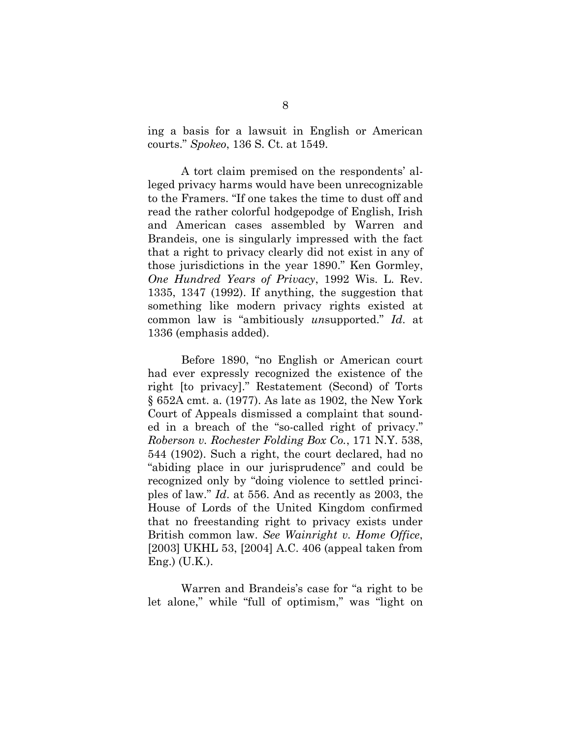ing a basis for a lawsuit in English or American courts." *Spokeo*, 136 S. Ct. at 1549.

A tort claim premised on the respondents' alleged privacy harms would have been unrecognizable to the Framers. "If one takes the time to dust off and read the rather colorful hodgepodge of English, Irish and American cases assembled by Warren and Brandeis, one is singularly impressed with the fact that a right to privacy clearly did not exist in any of those jurisdictions in the year 1890." Ken Gormley, *One Hundred Years of Privacy*, 1992 Wis. L. Rev. 1335, 1347 (1992). If anything, the suggestion that something like modern privacy rights existed at common law is "ambitiously *un*supported." *Id*. at 1336 (emphasis added).

Before 1890, "no English or American court had ever expressly recognized the existence of the right [to privacy]." Restatement (Second) of Torts § 652A cmt. a. (1977). As late as 1902, the New York Court of Appeals dismissed a complaint that sounded in a breach of the "so-called right of privacy." *Roberson v. Rochester Folding Box Co.*, 171 N.Y. 538, 544 (1902). Such a right, the court declared, had no "abiding place in our jurisprudence" and could be recognized only by "doing violence to settled principles of law." *Id*. at 556. And as recently as 2003, the House of Lords of the United Kingdom confirmed that no freestanding right to privacy exists under British common law. *See Wainright v. Home Office*, [2003] UKHL 53, [2004] A.C. 406 (appeal taken from Eng.) (U.K.).

Warren and Brandeis's case for "a right to be let alone," while "full of optimism," was "light on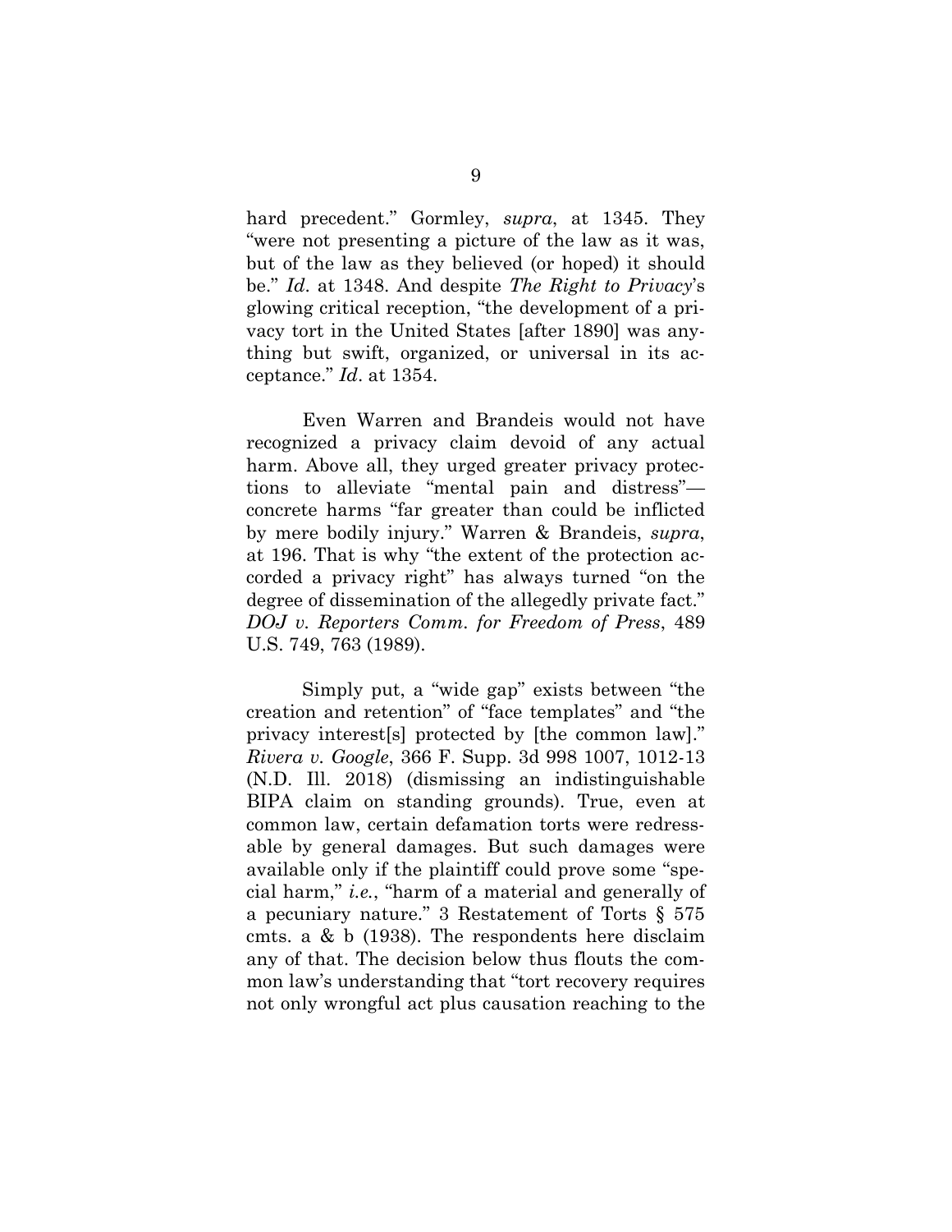hard precedent." Gormley, *supra*, at 1345. They "were not presenting a picture of the law as it was, but of the law as they believed (or hoped) it should be." *Id*. at 1348. And despite *The Right to Privacy*'s glowing critical reception, "the development of a privacy tort in the United States [after 1890] was anything but swift, organized, or universal in its acceptance." *Id*. at 1354.

Even Warren and Brandeis would not have recognized a privacy claim devoid of any actual harm. Above all, they urged greater privacy protections to alleviate "mental pain and distress"—concrete harms "far greater than could be inflicted by mere bodily injury." Warren & Brandeis, *supra*, at 196. That is why "the extent of the protection accorded a privacy right" has always turned "on the degree of dissemination of the allegedly private fact." *DOJ v. Reporters Comm. for Freedom of Press*, 489 U.S. 749, 763 (1989).

Simply put, a "wide gap" exists between "the creation and retention" of "face templates" and "the privacy interest[s] protected by [the common law]." *Rivera v. Google*, 366 F. Supp. 3d 998 1007, 1012-13 (N.D. Ill. 2018) (dismissing an indistinguishable BIPA claim on standing grounds). True, even at common law, certain defamation torts were redressable by general damages. But such damages were available only if the plaintiff could prove some "special harm," *i.e.*, "harm of a material and generally of a pecuniary nature." 3 Restatement of Torts § 575 cmts. a & b (1938). The respondents here disclaim any of that. The decision below thus flouts the common law's understanding that "tort recovery requires not only wrongful act plus causation reaching to the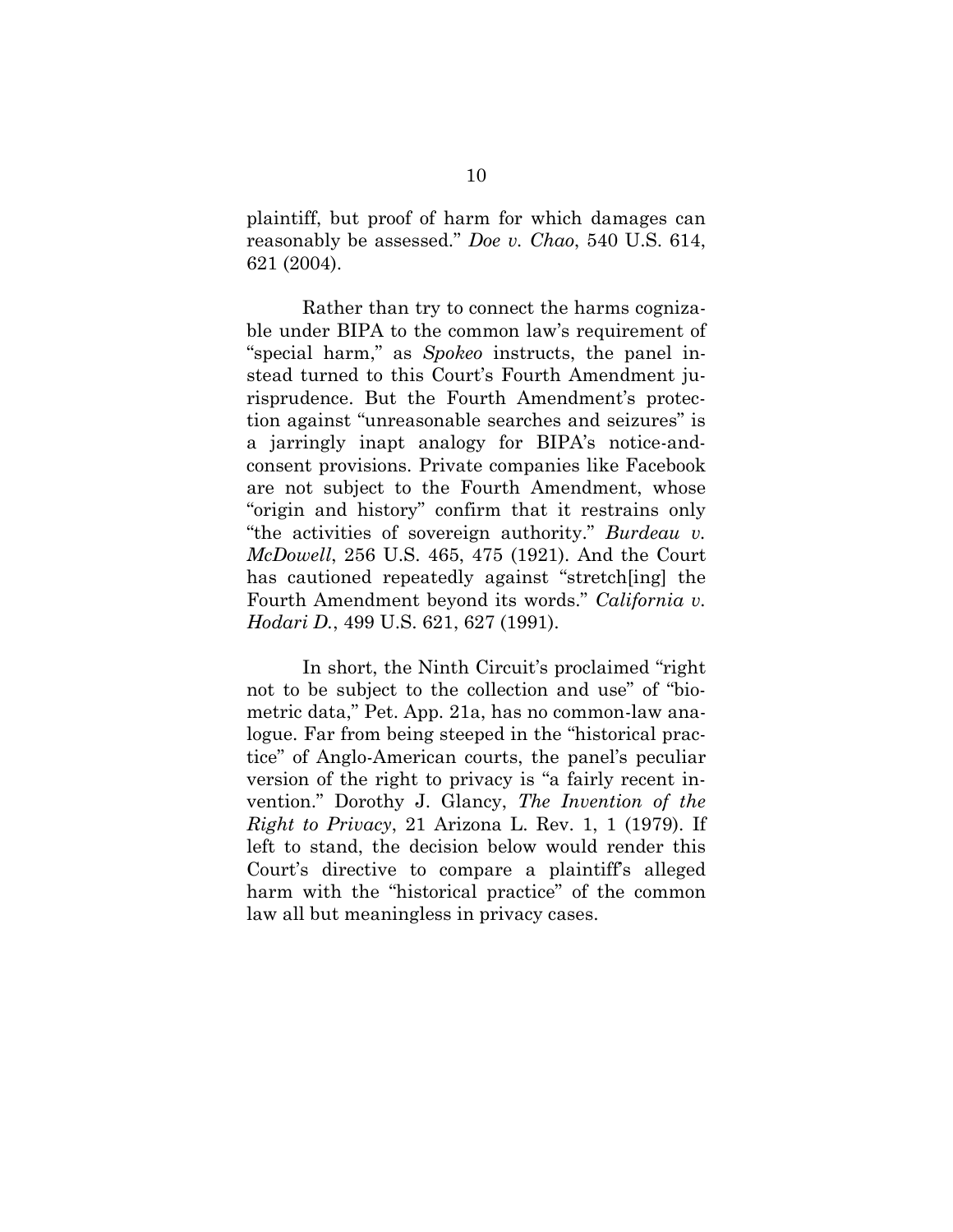plaintiff, but proof of harm for which damages can reasonably be assessed." *Doe v. Chao*, 540 U.S. 614, 621 (2004).

Rather than try to connect the harms cognizable under BIPA to the common law's requirement of "special harm," as *Spokeo* instructs, the panel instead turned to this Court's Fourth Amendment jurisprudence. But the Fourth Amendment's protection against "unreasonable searches and seizures" is a jarringly inapt analogy for BIPA's notice-and-consent provisions. Private companies like Facebook are not subject to the Fourth Amendment, whose "origin and history" confirm that it restrains only "the activities of sovereign authority." *Burdeau v. McDowell*, 256 U.S. 465, 475 (1921). And the Court has cautioned repeatedly against "stretch[ing] the Fourth Amendment beyond its words." *California v. Hodari D.*, 499 U.S. 621, 627 (1991).

In short, the Ninth Circuit's proclaimed "right not to be subject to the collection and use" of "biometric data," Pet. App. 21a, has no common-law analogue. Far from being steeped in the "historical practice" of Anglo-American courts, the panel's peculiar version of the right to privacy is "a fairly recent invention." Dorothy J. Glancy, *The Invention of the Right to Privacy*, 21 Arizona L. Rev. 1, 1 (1979). If left to stand, the decision below would render this Court's directive to compare a plaintiff's alleged harm with the "historical practice" of the common law all but meaningless in privacy cases.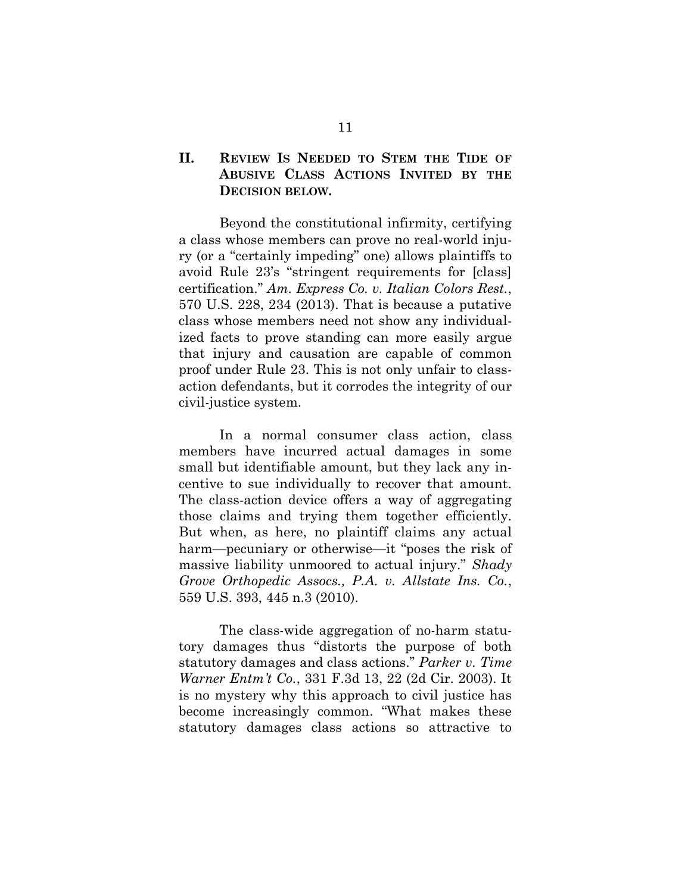## II. REVIEW IS NEEDED TO STEM THE TIDE OF ABUSIVE CLASS ACTIONS INVITED BY THE DECISION BELOW.

Beyond the constitutional infirmity, certifying a class whose members can prove no real-world injury (or a "certainly impeding" one) allows plaintiffs to avoid Rule 23's "stringent requirements for [class] certification." *Am. Express Co. v. Italian Colors Rest.*, 570 U.S. 228, 234 (2013). That is because a putative class whose members need not show any individualized facts to prove standing can more easily argue that injury and causation are capable of common proof under Rule 23. This is not only unfair to class-action defendants, but it corrodes the integrity of our civil-justice system.

In a normal consumer class action, class members have incurred actual damages in some small but identifiable amount, but they lack any incentive to sue individually to recover that amount. The class-action device offers a way of aggregating those claims and trying them together efficiently. But when, as here, no plaintiff claims any actual harm—pecuniary or otherwise—it "poses the risk of massive liability unmoored to actual injury." *Shady Grove Orthopedic Assocs., P.A. v. Allstate Ins. Co.*, 559 U.S. 393, 445 n.3 (2010).

The class-wide aggregation of no-harm statutory damages thus "distorts the purpose of both statutory damages and class actions." *Parker v. Time Warner Entm't Co.*, 331 F.3d 13, 22 (2d Cir. 2003). It is no mystery why this approach to civil justice has become increasingly common. "What makes these statutory damages class actions so attractive to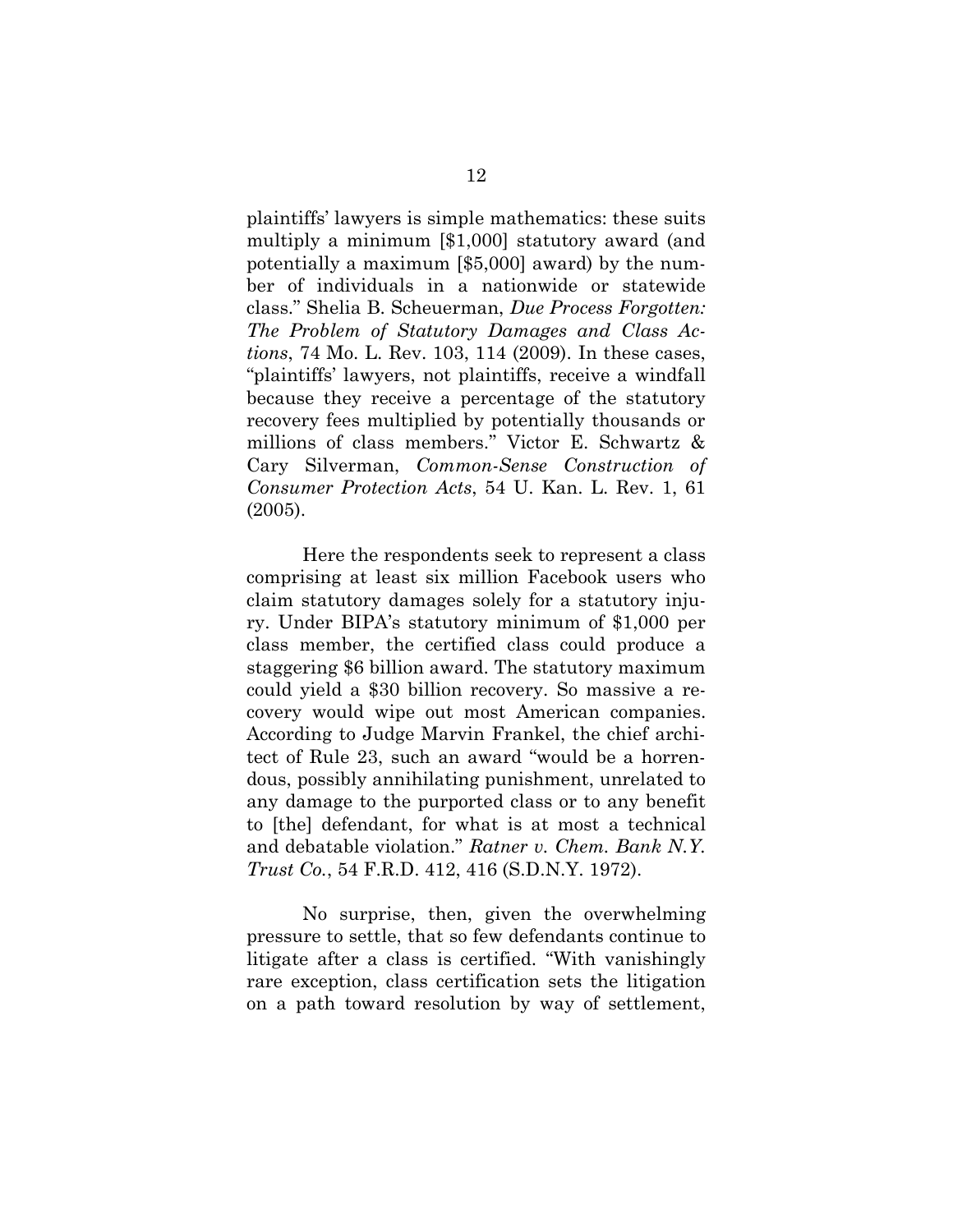plaintiffs' lawyers is simple mathematics: these suits multiply a minimum [$1,000] statutory award (and potentially a maximum [$5,000] award) by the number of individuals in a nationwide or statewide class." Shelia B. Scheuerman, *Due Process Forgotten: The Problem of Statutory Damages and Class Actions*, 74 Mo. L. Rev. 103, 114 (2009). In these cases, "plaintiffs' lawyers, not plaintiffs, receive a windfall because they receive a percentage of the statutory recovery fees multiplied by potentially thousands or millions of class members." Victor E. Schwartz & Cary Silverman, *Common-Sense Construction of Consumer Protection Acts*, 54 U. Kan. L. Rev. 1, 61 (2005).

Here the respondents seek to represent a class comprising at least six million Facebook users who claim statutory damages solely for a statutory injury. Under BIPA's statutory minimum of $1,000 per class member, the certified class could produce a staggering $6 billion award. The statutory maximum could yield a $30 billion recovery. So massive a recovery would wipe out most American companies. According to Judge Marvin Frankel, the chief architect of Rule 23, such an award "would be a horrendous, possibly annihilating punishment, unrelated to any damage to the purported class or to any benefit to [the] defendant, for what is at most a technical and debatable violation." *Ratner v. Chem. Bank N.Y. Trust Co.*, 54 F.R.D. 412, 416 (S.D.N.Y. 1972).

No surprise, then, given the overwhelming pressure to settle, that so few defendants continue to litigate after a class is certified. "With vanishingly rare exception, class certification sets the litigation on a path toward resolution by way of settlement,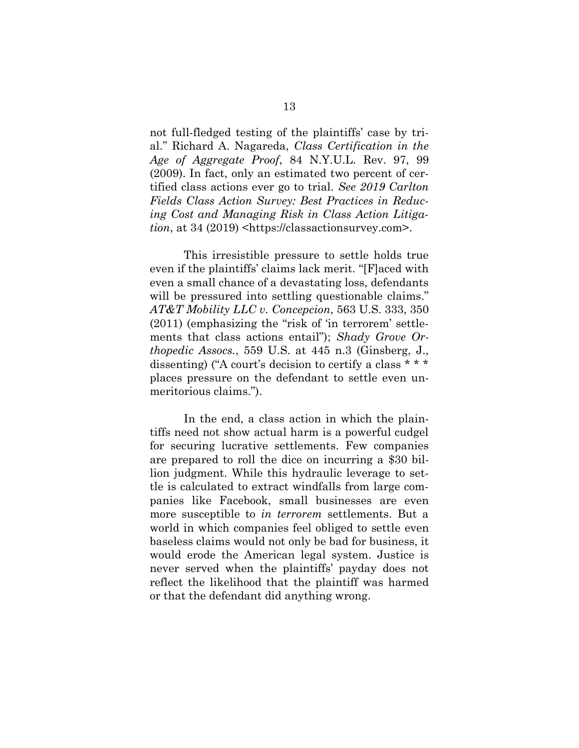not full-fledged testing of the plaintiffs' case by trial." Richard A. Nagareda, *Class Certification in the Age of Aggregate Proof*, 84 N.Y.U.L. Rev. 97, 99 (2009). In fact, only an estimated two percent of certified class actions ever go to trial. *See 2019 Carlton Fields Class Action Survey: Best Practices in Reducing Cost and Managing Risk in Class Action Litigation*, at 34 (2019) <https://classactionsurvey.com>.

This irresistible pressure to settle holds true even if the plaintiffs' claims lack merit. "[F]aced with even a small chance of a devastating loss, defendants will be pressured into settling questionable claims." *AT&T Mobility LLC v. Concepcion*, 563 U.S. 333, 350 (2011) (emphasizing the "risk of 'in terrorem' settlements that class actions entail"); *Shady Grove Orthopedic Assocs.*, 559 U.S. at 445 n.3 (Ginsberg, J., dissenting) ("A court's decision to certify a class * * * places pressure on the defendant to settle even unmeritorious claims.").

In the end, a class action in which the plaintiffs need not show actual harm is a powerful cudgel for securing lucrative settlements. Few companies are prepared to roll the dice on incurring a $30 billion judgment. While this hydraulic leverage to settle is calculated to extract windfalls from large companies like Facebook, small businesses are even more susceptible to *in terrorem* settlements. But a world in which companies feel obliged to settle even baseless claims would not only be bad for business, it would erode the American legal system. Justice is never served when the plaintiffs' payday does not reflect the likelihood that the plaintiff was harmed or that the defendant did anything wrong.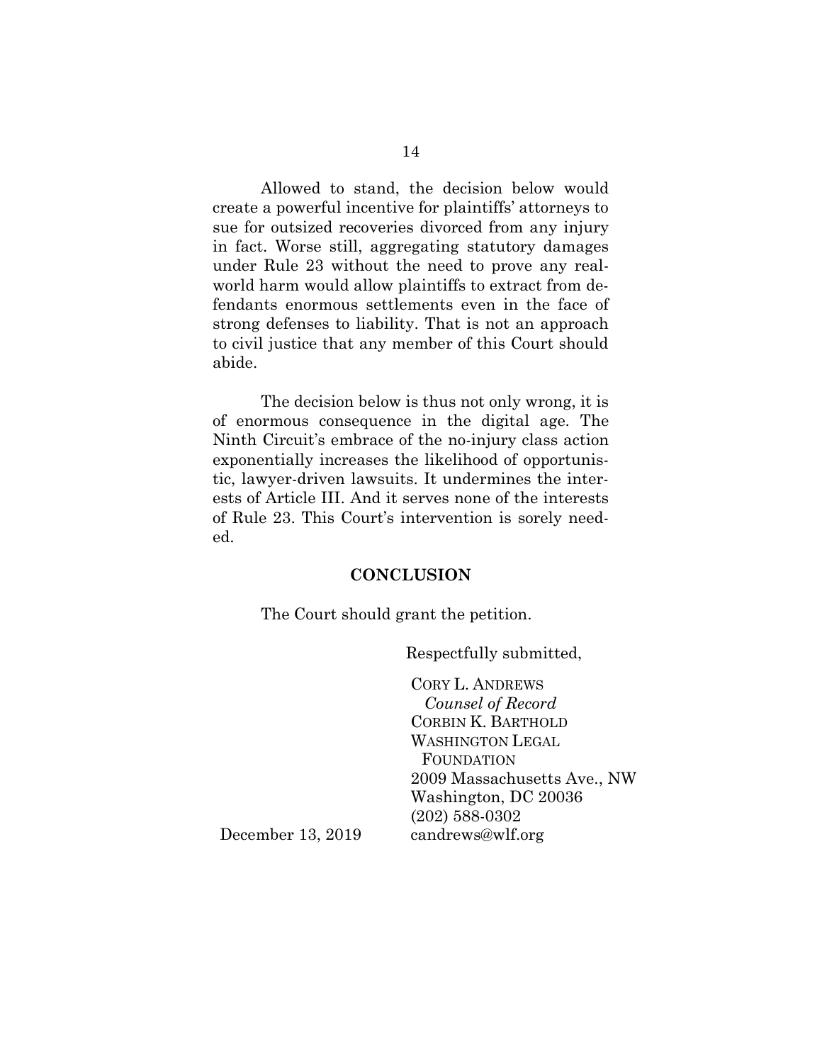Allowed to stand, the decision below would create a powerful incentive for plaintiffs' attorneys to sue for outsized recoveries divorced from any injury in fact. Worse still, aggregating statutory damages under Rule 23 without the need to prove any real-world harm would allow plaintiffs to extract from defendants enormous settlements even in the face of strong defenses to liability. That is not an approach to civil justice that any member of this Court should abide.

The decision below is thus not only wrong, it is of enormous consequence in the digital age. The Ninth Circuit's embrace of the no-injury class action exponentially increases the likelihood of opportunistic, lawyer-driven lawsuits. It undermines the interests of Article III. And it serves none of the interests of Rule 23. This Court's intervention is sorely needed.

## CONCLUSION

The Court should grant the petition.

Respectfully submitted,

CORY L. ANDREWS
*Counsel of Record*
CORBIN K. BARTHOLD
WASHINGTON LEGAL FOUNDATION
2009 Massachusetts Ave., NW
Washington, DC 20036
(202) 588-0302
candrews@wlf.org

December 13, 2019